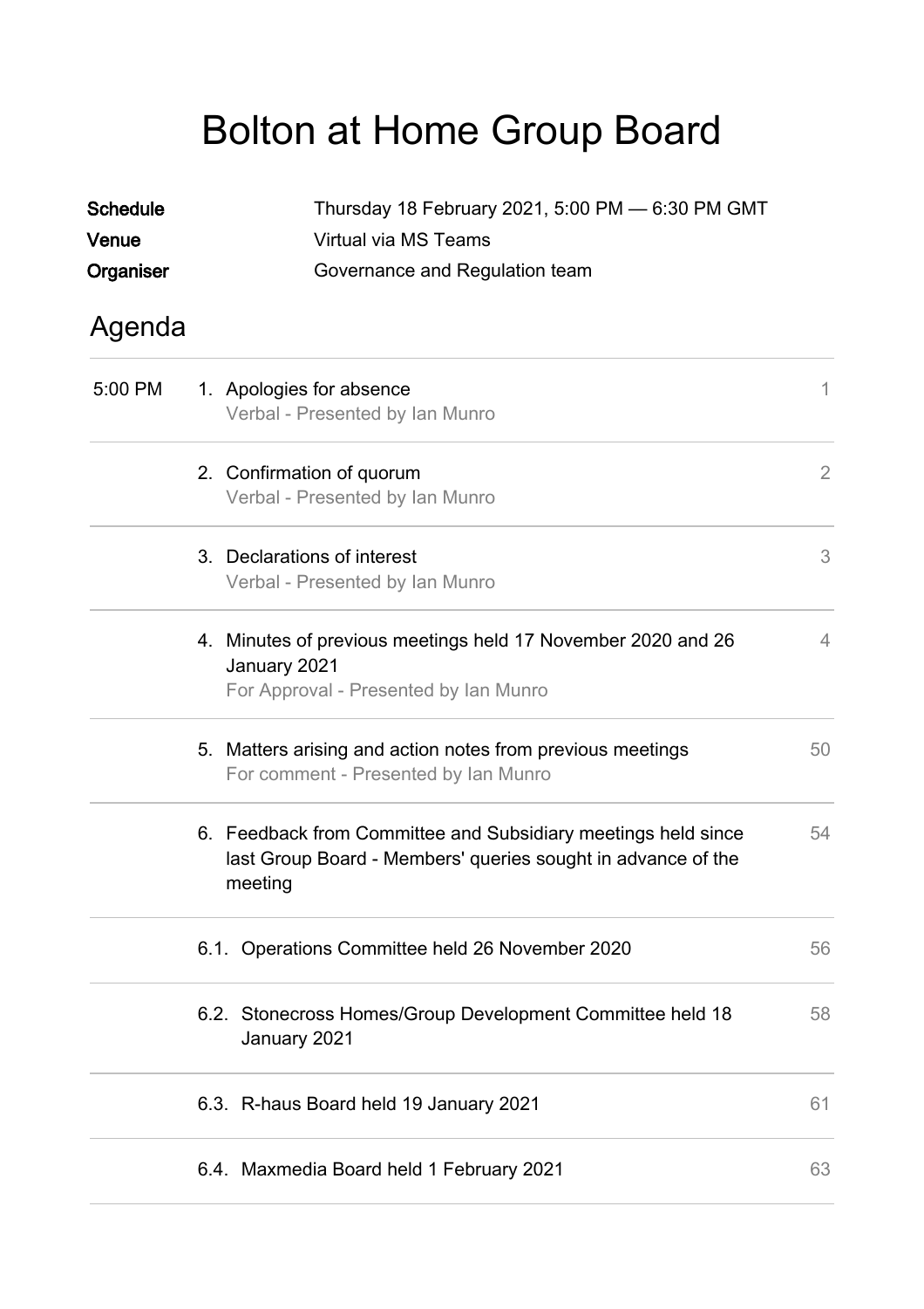# Bolton at Home Group Board

| | |
|---|---|
| **Schedule** | Thursday 18 February 2021, 5:00 PM — 6:30 PM GMT |
| **Venue** | Virtual via MS Teams |
| **Organiser** | Governance and Regulation team |

## Agenda

| Time | Item | Page |
|---|---|---|
| 5:00 PM | 1. Apologies for absence<br>Verbal - Presented by Ian Munro | 1 |
| | 2. Confirmation of quorum<br>Verbal - Presented by Ian Munro | 2 |
| | 3. Declarations of interest<br>Verbal - Presented by Ian Munro | 3 |
| | 4. Minutes of previous meetings held 17 November 2020 and 26 January 2021<br>For Approval - Presented by Ian Munro | 4 |
| | 5. Matters arising and action notes from previous meetings<br>For comment - Presented by Ian Munro | 50 |
| | 6. Feedback from Committee and Subsidiary meetings held since last Group Board - Members' queries sought in advance of the meeting | 54 |
| | 6.1. Operations Committee held 26 November 2020 | 56 |
| | 6.2. Stonecross Homes/Group Development Committee held 18 January 2021 | 58 |
| | 6.3. R-haus Board held 19 January 2021 | 61 |
| | 6.4. Maxmedia Board held 1 February 2021 | 63 |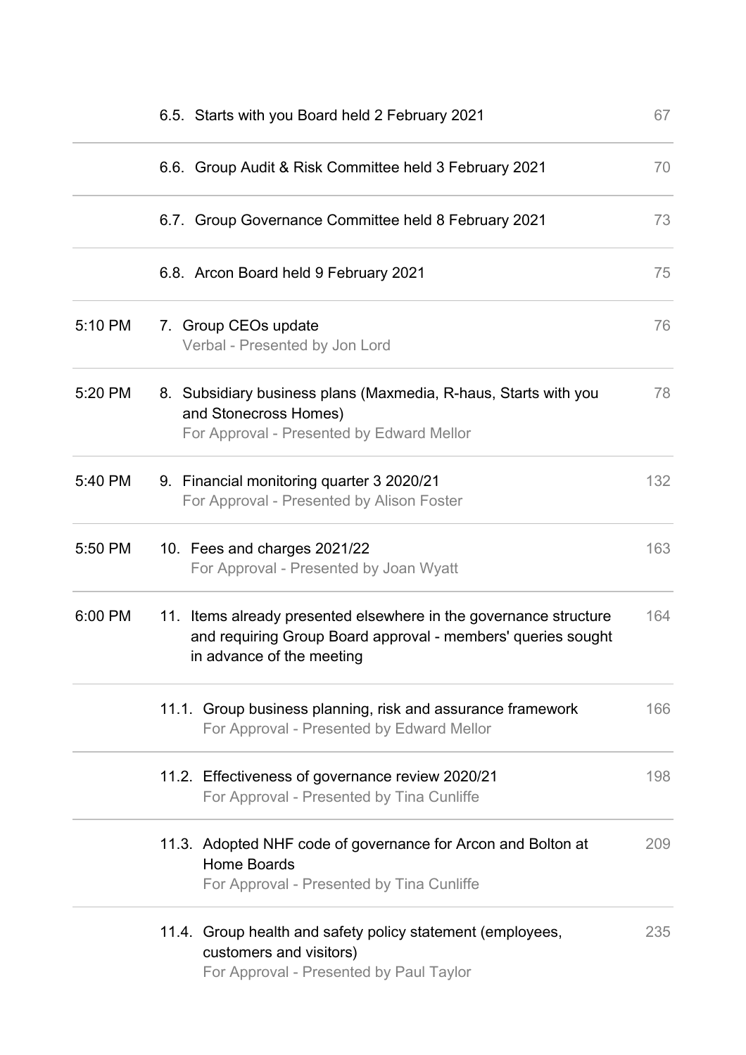| Time | Item | Page |
|---|---|---|
| | 6.5. Starts with you Board held 2 February 2021 | 67 |
| | 6.6. Group Audit & Risk Committee held 3 February 2021 | 70 |
| | 6.7. Group Governance Committee held 8 February 2021 | 73 |
| | 6.8. Arcon Board held 9 February 2021 | 75 |
| 5:10 PM | 7. Group CEOs update<br>Verbal - Presented by Jon Lord | 76 |
| 5:20 PM | 8. Subsidiary business plans (Maxmedia, R-haus, Starts with you and Stonecross Homes)<br>For Approval - Presented by Edward Mellor | 78 |
| 5:40 PM | 9. Financial monitoring quarter 3 2020/21<br>For Approval - Presented by Alison Foster | 132 |
| 5:50 PM | 10. Fees and charges 2021/22<br>For Approval - Presented by Joan Wyatt | 163 |
| 6:00 PM | 11. Items already presented elsewhere in the governance structure and requiring Group Board approval - members' queries sought in advance of the meeting | 164 |
| | 11.1. Group business planning, risk and assurance framework<br>For Approval - Presented by Edward Mellor | 166 |
| | 11.2. Effectiveness of governance review 2020/21<br>For Approval - Presented by Tina Cunliffe | 198 |
| | 11.3. Adopted NHF code of governance for Arcon and Bolton at Home Boards<br>For Approval - Presented by Tina Cunliffe | 209 |
| | 11.4. Group health and safety policy statement (employees, customers and visitors)<br>For Approval - Presented by Paul Taylor | 235 |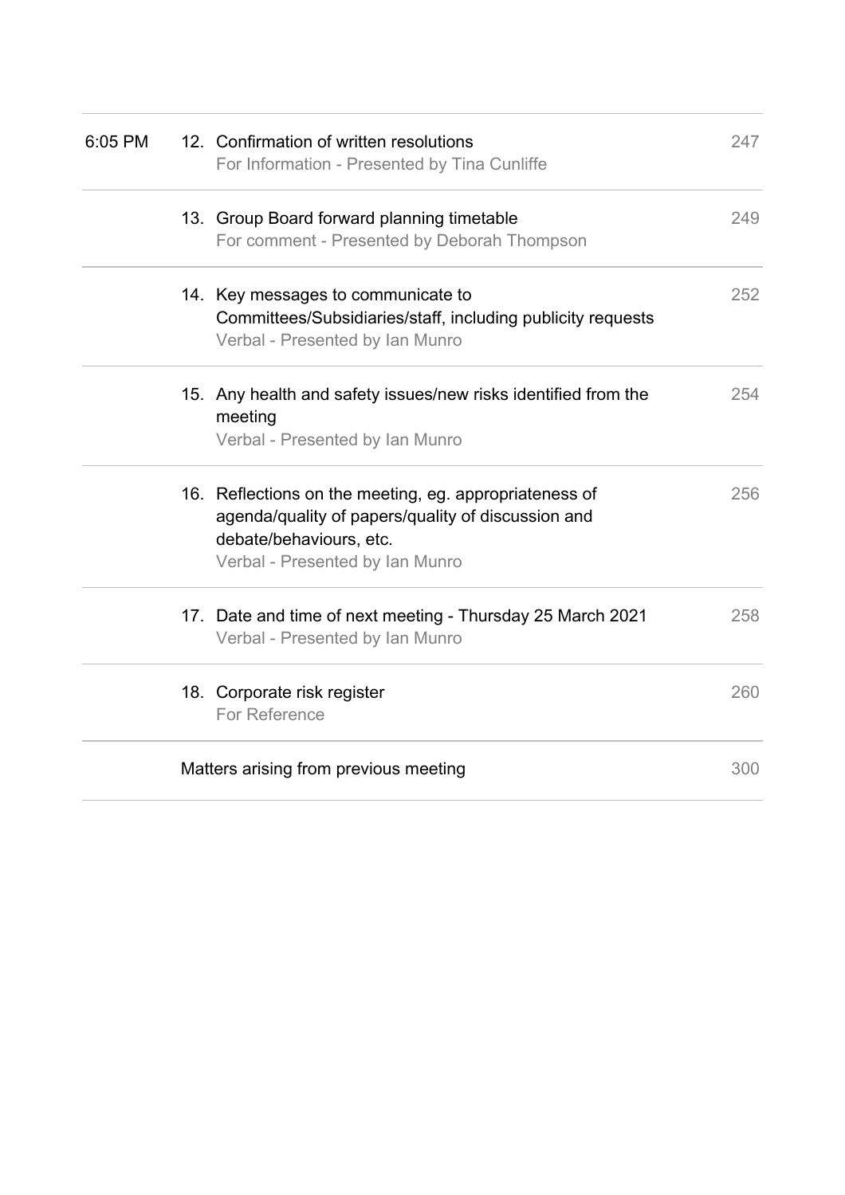| | | |
|---|---|---|
| 6:05 PM | 12. Confirmation of written resolutions<br>For Information - Presented by Tina Cunliffe | 247 |
| | 13. Group Board forward planning timetable<br>For comment - Presented by Deborah Thompson | 249 |
| | 14. Key messages to communicate to Committees/Subsidiaries/staff, including publicity requests<br>Verbal - Presented by Ian Munro | 252 |
| | 15. Any health and safety issues/new risks identified from the meeting<br>Verbal - Presented by Ian Munro | 254 |
| | 16. Reflections on the meeting, eg. appropriateness of agenda/quality of papers/quality of discussion and debate/behaviours, etc.<br>Verbal - Presented by Ian Munro | 256 |
| | 17. Date and time of next meeting - Thursday 25 March 2021<br>Verbal - Presented by Ian Munro | 258 |
| | 18. Corporate risk register<br>For Reference | 260 |
| | Matters arising from previous meeting | 300 |